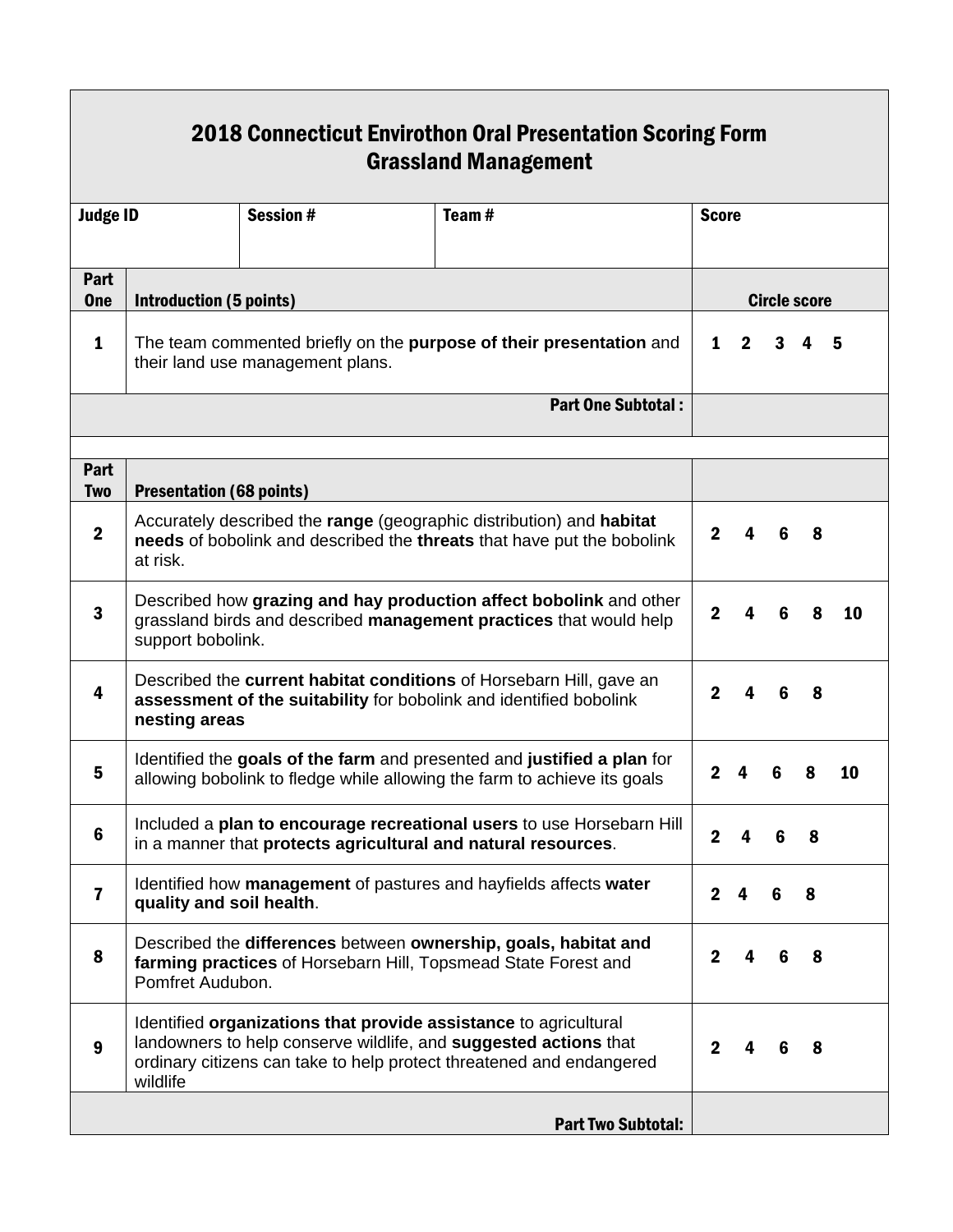# 2018 Connecticut Envirothon Oral Presentation Scoring Form
## Grassland Management

| Judge ID | Session # | Team # | Score |
|---|---|---|---|
| | | | |

| Part One | Introduction (5 points) | Circle score |
|---|---|---|
| 1 | The team commented briefly on the **purpose of their presentation** and their land use management plans. | 1 2 3 4 5 |
| | **Part One Subtotal :** | |

| Part Two | Presentation (68 points) | |
|---|---|---|
| 2 | Accurately described the **range** (geographic distribution) and **habitat needs** of bobolink and described the **threats** that have put the bobolink at risk. | 2 4 6 8 |
| 3 | Described how **grazing and hay production affect bobolink** and other grassland birds and described **management practices** that would help support bobolink. | 2 4 6 8 10 |
| 4 | Described the **current habitat conditions** of Horsebarn Hill, gave an **assessment of the suitability** for bobolink and identified bobolink **nesting areas** | 2 4 6 8 |
| 5 | Identified the **goals of the farm** and presented and **justified a plan** for allowing bobolink to fledge while allowing the farm to achieve its goals | 2 4 6 8 10 |
| 6 | Included a **plan to encourage recreational users** to use Horsebarn Hill in a manner that **protects agricultural and natural resources**. | 2 4 6 8 |
| 7 | Identified how **management** of pastures and hayfields affects **water quality and soil health**. | 2 4 6 8 |
| 8 | Described the **differences** between **ownership, goals, habitat and farming practices** of Horsebarn Hill, Topsmead State Forest and Pomfret Audubon. | 2 4 6 8 |
| 9 | Identified **organizations that provide assistance** to agricultural landowners to help conserve wildlife, and **suggested actions** that ordinary citizens can take to help protect threatened and endangered wildlife | 2 4 6 8 |
| | **Part Two Subtotal:** | |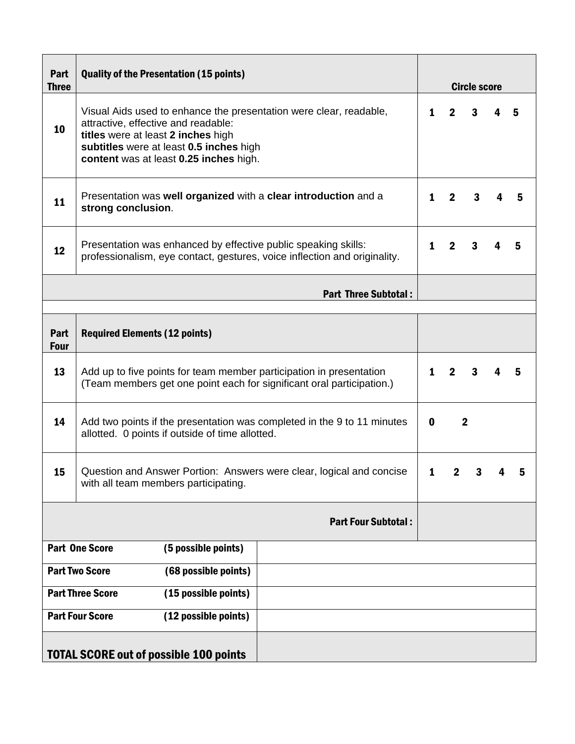| | | |
|---|---|---|
| **Part Three** | **Quality of the Presentation (15 points)** | **Circle score** |
| **10** | Visual Aids used to enhance the presentation were clear, readable, attractive, effective and readable:<br>**titles** were at least **2 inches** high<br>**subtitles** were at least **0.5 inches** high<br>**content** was at least **0.25 inches** high. | 1 2 3 4 5 |
| **11** | Presentation was **well organized** with a **clear introduction** and a **strong conclusion**. | 1 2 3 4 5 |
| **12** | Presentation was enhanced by effective public speaking skills: professionalism, eye contact, gestures, voice inflection and originality. | 1 2 3 4 5 |
| | **Part Three Subtotal :** | |
| | | |
| **Part Four** | **Required Elements (12 points)** | |
| **13** | Add up to five points for team member participation in presentation (Team members get one point each for significant oral participation.) | 1 2 3 4 5 |
| **14** | Add two points if the presentation was completed in the 9 to 11 minutes allotted. 0 points if outside of time allotted. | 0 2 |
| **15** | Question and Answer Portion: Answers were clear, logical and concise with all team members participating. | 1 2 3 4 5 |
| | **Part Four Subtotal :** | |

| | |
|---|---|
| **Part One Score (5 possible points)** | |
| **Part Two Score (68 possible points)** | |
| **Part Three Score (15 possible points)** | |
| **Part Four Score (12 possible points)** | |
| **TOTAL SCORE out of possible 100 points** | |